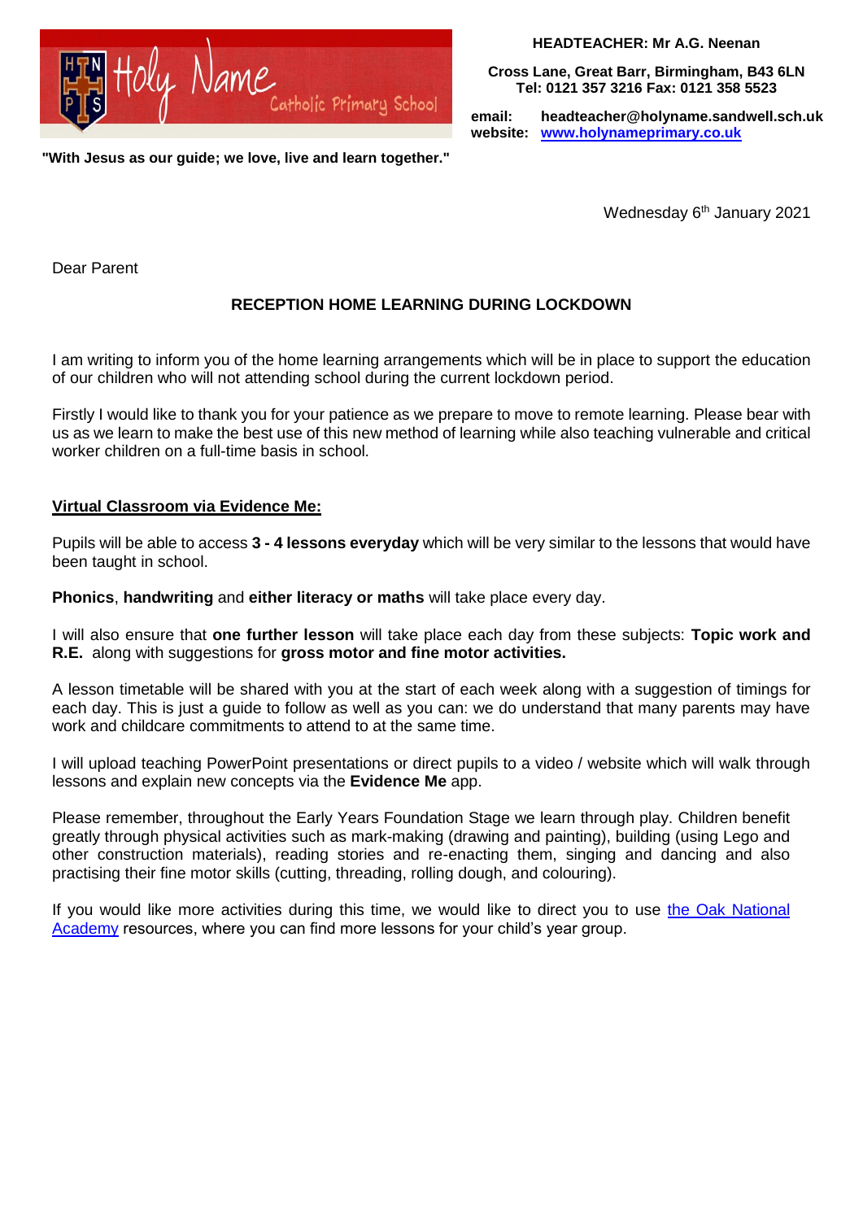Holy Name Catholic Primary School

"With Jesus as our guide; we love, live and learn together."

**HEADTEACHER: Mr A.G. Neenan**

**Cross Lane, Great Barr, Birmingham, B43 6LN**
**Tel: 0121 357 3216 Fax: 0121 358 5523**

**email:** **headteacher@holyname.sandwell.sch.uk**
**website:** **[www.holynameprimary.co.uk](www.holynameprimary.co.uk)**

Wednesday 6th January 2021

Dear Parent

**RECEPTION HOME LEARNING DURING LOCKDOWN**

I am writing to inform you of the home learning arrangements which will be in place to support the education of our children who will not attending school during the current lockdown period.

Firstly I would like to thank you for your patience as we prepare to move to remote learning. Please bear with us as we learn to make the best use of this new method of learning while also teaching vulnerable and critical worker children on a full-time basis in school.

**Virtual Classroom via Evidence Me:**

Pupils will be able to access **3 - 4 lessons everyday** which will be very similar to the lessons that would have been taught in school.

**Phonics**, **handwriting** and **either literacy or maths** will take place every day.

I will also ensure that **one further lesson** will take place each day from these subjects: **Topic work and R.E.** along with suggestions for **gross motor and fine motor activities.**

A lesson timetable will be shared with you at the start of each week along with a suggestion of timings for each day. This is just a guide to follow as well as you can: we do understand that many parents may have work and childcare commitments to attend to at the same time.

I will upload teaching PowerPoint presentations or direct pupils to a video / website which will walk through lessons and explain new concepts via the **Evidence Me** app.

Please remember, throughout the Early Years Foundation Stage we learn through play. Children benefit greatly through physical activities such as mark-making (drawing and painting), building (using Lego and other construction materials), reading stories and re-enacting them, singing and dancing and also practising their fine motor skills (cutting, threading, rolling dough, and colouring).

If you would like more activities during this time, we would like to direct you to use the Oak National Academy resources, where you can find more lessons for your child's year group.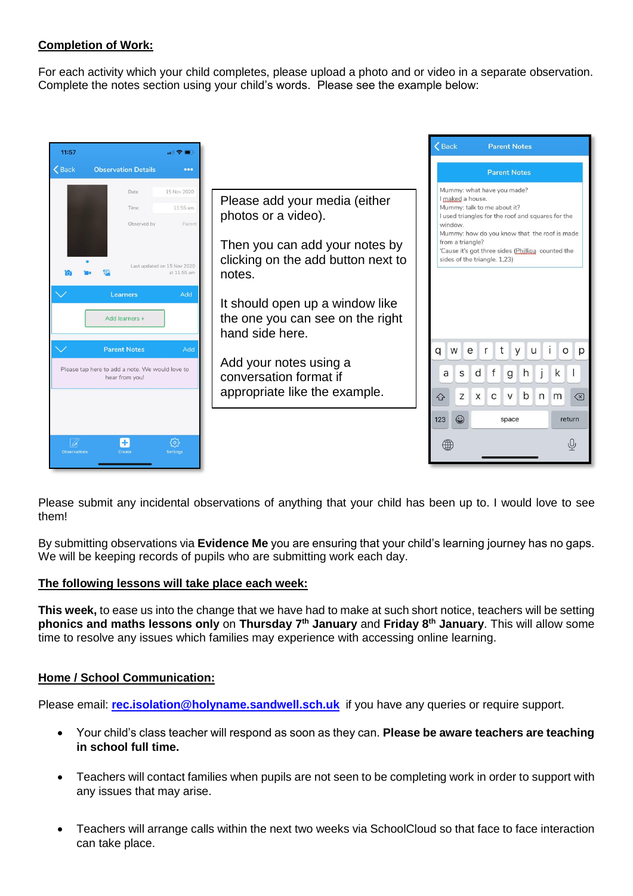**Completion of Work:**

For each activity which your child completes, please upload a photo and or video in a separate observation. Complete the notes section using your child's words. Please see the example below:

Please add your media (either photos or a video).

Then you can add your notes by clicking on the add button next to notes.

It should open up a window like the one you can see on the right hand side here.

Add your notes using a conversation format if appropriate like the example.

Please submit any incidental observations of anything that your child has been up to. I would love to see them!

By submitting observations via **Evidence Me** you are ensuring that your child's learning journey has no gaps. We will be keeping records of pupils who are submitting work each day.

**The following lessons will take place each week:**

**This week,** to ease us into the change that we have had to make at such short notice, teachers will be setting **phonics and maths lessons only** on **Thursday 7th January** and **Friday 8th January**. This will allow some time to resolve any issues which families may experience with accessing online learning.

**Home / School Communication:**

Please email: **rec.isolation@holyname.sandwell.sch.uk** if you have any queries or require support.

- Your child's class teacher will respond as soon as they can. **Please be aware teachers are teaching in school full time.**
- Teachers will contact families when pupils are not seen to be completing work in order to support with any issues that may arise.
- Teachers will arrange calls within the next two weeks via SchoolCloud so that face to face interaction can take place.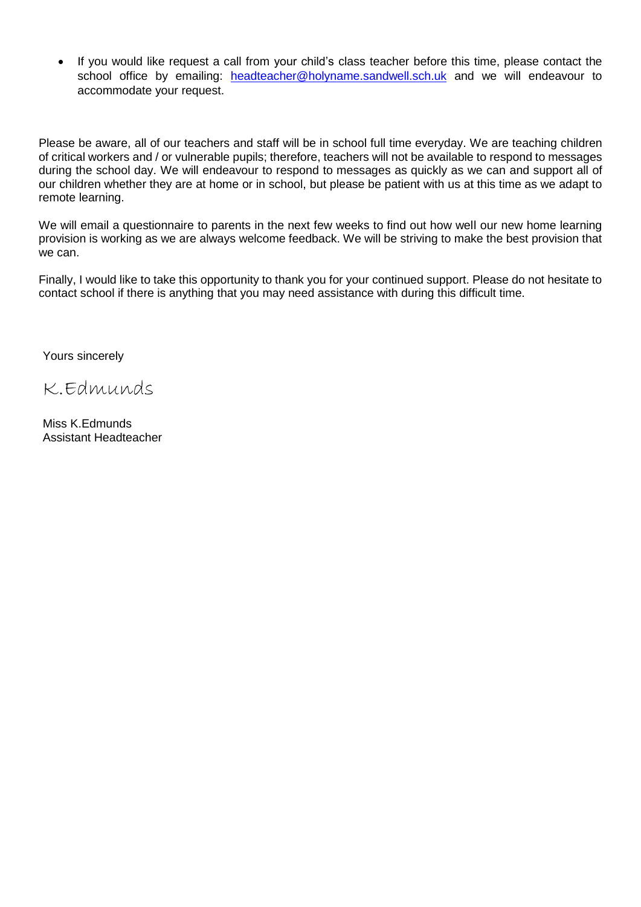- If you would like request a call from your child's class teacher before this time, please contact the school office by emailing: [headteacher@holyname.sandwell.sch.uk](mailto:headteacher@holyname.sandwell.sch.uk) and we will endeavour to accommodate your request.

Please be aware, all of our teachers and staff will be in school full time everyday. We are teaching children of critical workers and / or vulnerable pupils; therefore, teachers will not be available to respond to messages during the school day. We will endeavour to respond to messages as quickly as we can and support all of our children whether they are at home or in school, but please be patient with us at this time as we adapt to remote learning.

We will email a questionnaire to parents in the next few weeks to find out how well our new home learning provision is working as we are always welcome feedback. We will be striving to make the best provision that we can.

Finally, I would like to take this opportunity to thank you for your continued support. Please do not hesitate to contact school if there is anything that you may need assistance with during this difficult time.

Yours sincerely

K.Edmunds

Miss K.Edmunds
Assistant Headteacher